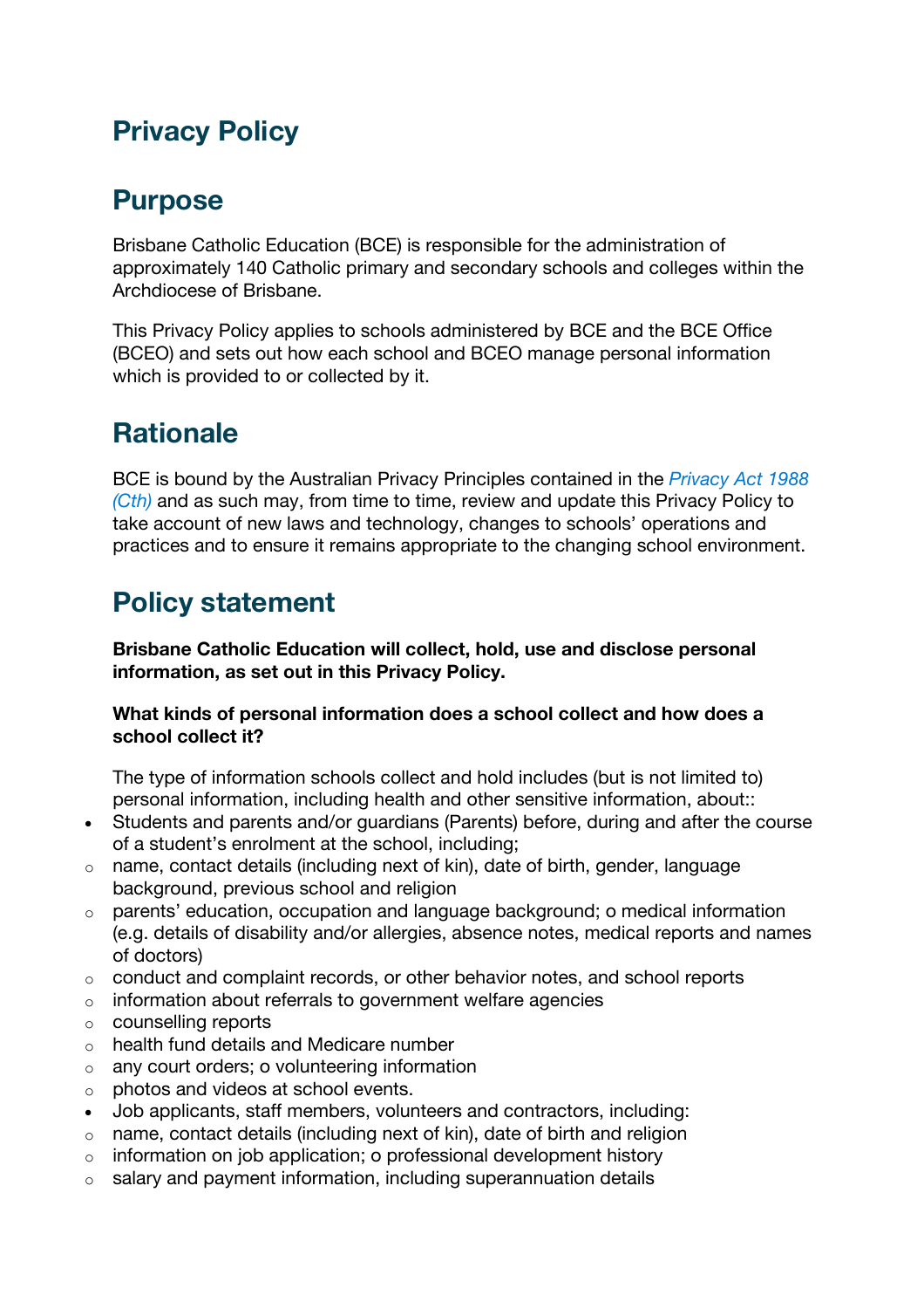# Privacy Policy

## Purpose

Brisbane Catholic Education (BCE) is responsible for the administration of approximately 140 Catholic primary and secondary schools and colleges within the Archdiocese of Brisbane.

This Privacy Policy applies to schools administered by BCE and the BCE Office (BCEO) and sets out how each school and BCEO manage personal information which is provided to or collected by it.

## Rationale

BCE is bound by the Australian Privacy Principles contained in the *Privacy Act 1988 (Cth)* and as such may, from time to time, review and update this Privacy Policy to take account of new laws and technology, changes to schools' operations and practices and to ensure it remains appropriate to the changing school environment.

## Policy statement

**Brisbane Catholic Education will collect, hold, use and disclose personal information, as set out in this Privacy Policy.**

**What kinds of personal information does a school collect and how does a school collect it?**

The type of information schools collect and hold includes (but is not limited to) personal information, including health and other sensitive information, about::

- Students and parents and/or guardians (Parents) before, during and after the course of a student's enrolment at the school, including;
  - name, contact details (including next of kin), date of birth, gender, language background, previous school and religion
  - parents' education, occupation and language background; o medical information (e.g. details of disability and/or allergies, absence notes, medical reports and names of doctors)
  - conduct and complaint records, or other behavior notes, and school reports
  - information about referrals to government welfare agencies
  - counselling reports
  - health fund details and Medicare number
  - any court orders; o volunteering information
  - photos and videos at school events.
- Job applicants, staff members, volunteers and contractors, including:
  - name, contact details (including next of kin), date of birth and religion
  - information on job application; o professional development history
  - salary and payment information, including superannuation details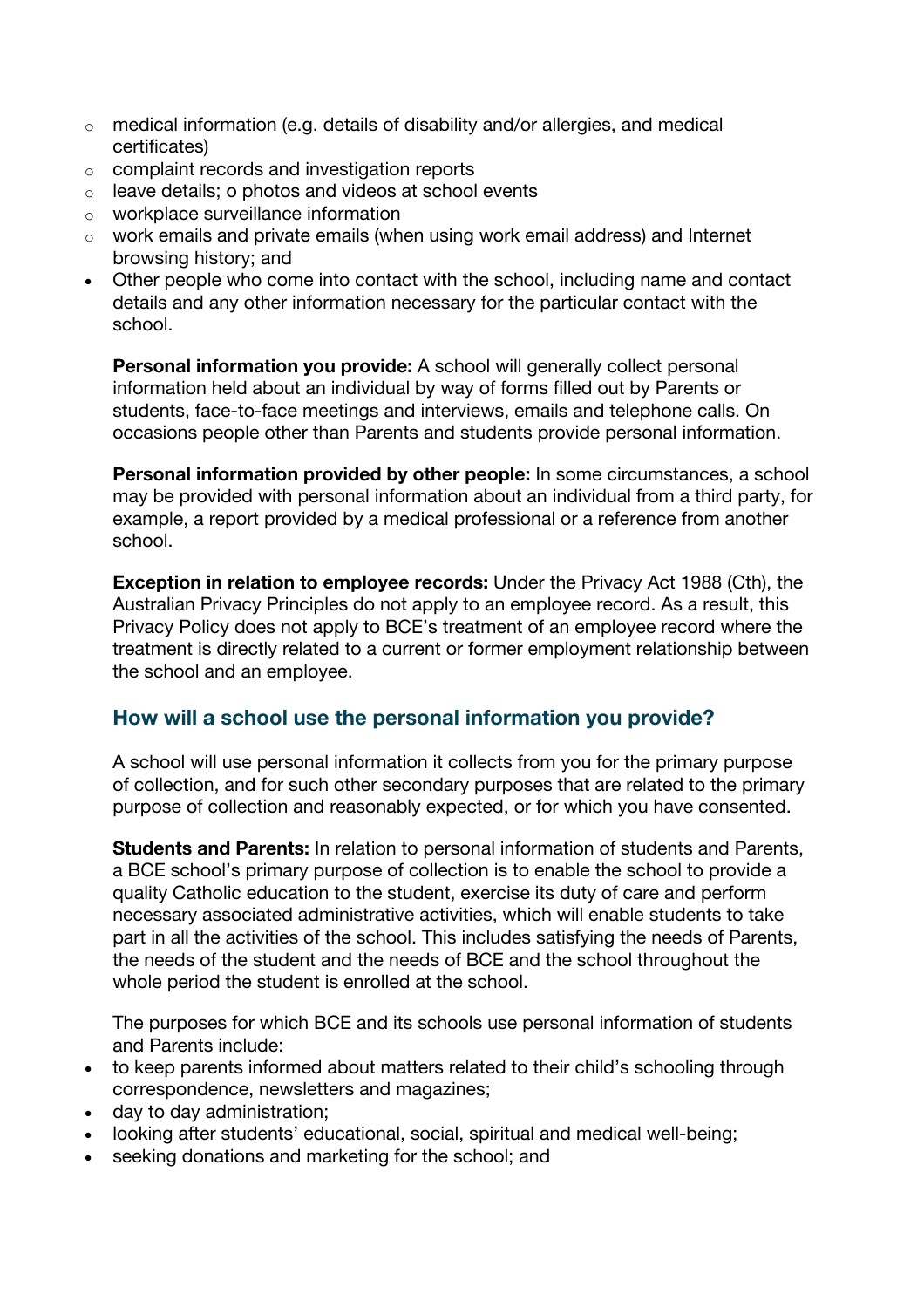- medical information (e.g. details of disability and/or allergies, and medical certificates)
    - complaint records and investigation reports
    - leave details; o photos and videos at school events
    - workplace surveillance information
    - work emails and private emails (when using work email address) and Internet browsing history; and
- Other people who come into contact with the school, including name and contact details and any other information necessary for the particular contact with the school.

**Personal information you provide:** A school will generally collect personal information held about an individual by way of forms filled out by Parents or students, face-to-face meetings and interviews, emails and telephone calls. On occasions people other than Parents and students provide personal information.

**Personal information provided by other people:** In some circumstances, a school may be provided with personal information about an individual from a third party, for example, a report provided by a medical professional or a reference from another school.

**Exception in relation to employee records:** Under the Privacy Act 1988 (Cth), the Australian Privacy Principles do not apply to an employee record. As a result, this Privacy Policy does not apply to BCE's treatment of an employee record where the treatment is directly related to a current or former employment relationship between the school and an employee.

## How will a school use the personal information you provide?

A school will use personal information it collects from you for the primary purpose of collection, and for such other secondary purposes that are related to the primary purpose of collection and reasonably expected, or for which you have consented.

**Students and Parents:** In relation to personal information of students and Parents, a BCE school's primary purpose of collection is to enable the school to provide a quality Catholic education to the student, exercise its duty of care and perform necessary associated administrative activities, which will enable students to take part in all the activities of the school. This includes satisfying the needs of Parents, the needs of the student and the needs of BCE and the school throughout the whole period the student is enrolled at the school.

The purposes for which BCE and its schools use personal information of students and Parents include:

- to keep parents informed about matters related to their child's schooling through correspondence, newsletters and magazines;
- day to day administration;
- looking after students' educational, social, spiritual and medical well-being;
- seeking donations and marketing for the school; and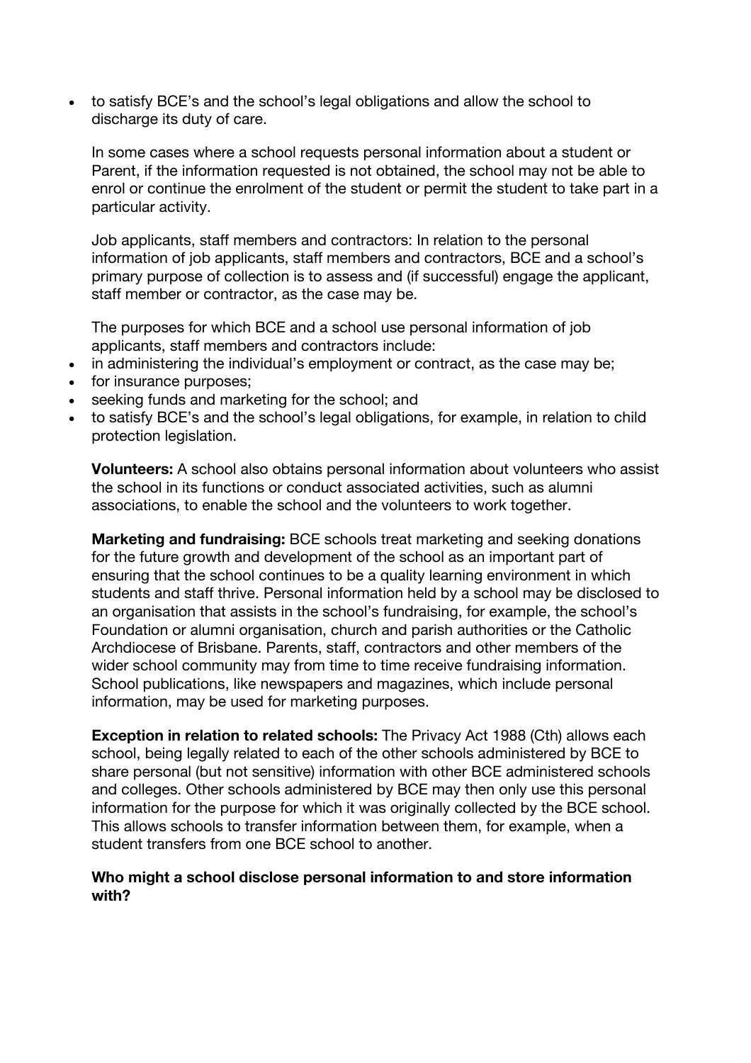- to satisfy BCE's and the school's legal obligations and allow the school to discharge its duty of care.

In some cases where a school requests personal information about a student or Parent, if the information requested is not obtained, the school may not be able to enrol or continue the enrolment of the student or permit the student to take part in a particular activity.

Job applicants, staff members and contractors: In relation to the personal information of job applicants, staff members and contractors, BCE and a school's primary purpose of collection is to assess and (if successful) engage the applicant, staff member or contractor, as the case may be.

The purposes for which BCE and a school use personal information of job applicants, staff members and contractors include:

- in administering the individual's employment or contract, as the case may be;
- for insurance purposes;
- seeking funds and marketing for the school; and
- to satisfy BCE's and the school's legal obligations, for example, in relation to child protection legislation.

**Volunteers:** A school also obtains personal information about volunteers who assist the school in its functions or conduct associated activities, such as alumni associations, to enable the school and the volunteers to work together.

**Marketing and fundraising:** BCE schools treat marketing and seeking donations for the future growth and development of the school as an important part of ensuring that the school continues to be a quality learning environment in which students and staff thrive. Personal information held by a school may be disclosed to an organisation that assists in the school's fundraising, for example, the school's Foundation or alumni organisation, church and parish authorities or the Catholic Archdiocese of Brisbane. Parents, staff, contractors and other members of the wider school community may from time to time receive fundraising information. School publications, like newspapers and magazines, which include personal information, may be used for marketing purposes.

**Exception in relation to related schools:** The Privacy Act 1988 (Cth) allows each school, being legally related to each of the other schools administered by BCE to share personal (but not sensitive) information with other BCE administered schools and colleges. Other schools administered by BCE may then only use this personal information for the purpose for which it was originally collected by the BCE school. This allows schools to transfer information between them, for example, when a student transfers from one BCE school to another.

**Who might a school disclose personal information to and store information with?**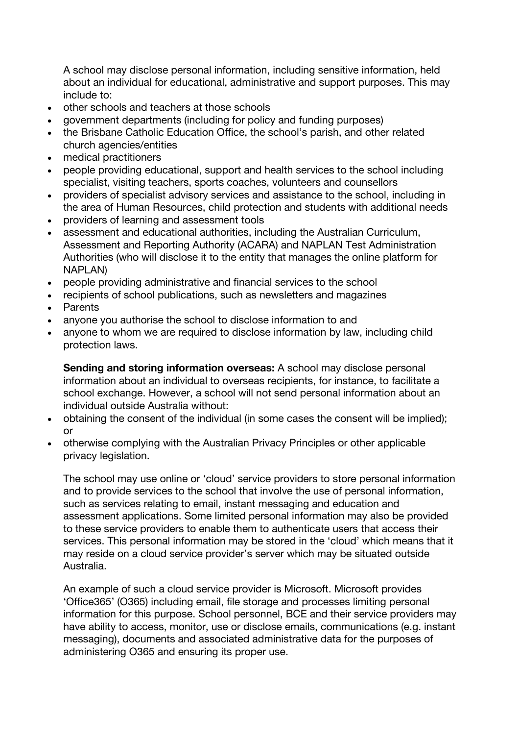A school may disclose personal information, including sensitive information, held about an individual for educational, administrative and support purposes. This may include to:

- other schools and teachers at those schools
- government departments (including for policy and funding purposes)
- the Brisbane Catholic Education Office, the school's parish, and other related church agencies/entities
- medical practitioners
- people providing educational, support and health services to the school including specialist, visiting teachers, sports coaches, volunteers and counsellors
- providers of specialist advisory services and assistance to the school, including in the area of Human Resources, child protection and students with additional needs
- providers of learning and assessment tools
- assessment and educational authorities, including the Australian Curriculum, Assessment and Reporting Authority (ACARA) and NAPLAN Test Administration Authorities (who will disclose it to the entity that manages the online platform for NAPLAN)
- people providing administrative and financial services to the school
- recipients of school publications, such as newsletters and magazines
- Parents
- anyone you authorise the school to disclose information to and
- anyone to whom we are required to disclose information by law, including child protection laws.

**Sending and storing information overseas:** A school may disclose personal information about an individual to overseas recipients, for instance, to facilitate a school exchange. However, a school will not send personal information about an individual outside Australia without:

- obtaining the consent of the individual (in some cases the consent will be implied); or
- otherwise complying with the Australian Privacy Principles or other applicable privacy legislation.

The school may use online or 'cloud' service providers to store personal information and to provide services to the school that involve the use of personal information, such as services relating to email, instant messaging and education and assessment applications. Some limited personal information may also be provided to these service providers to enable them to authenticate users that access their services. This personal information may be stored in the 'cloud' which means that it may reside on a cloud service provider's server which may be situated outside Australia.

An example of such a cloud service provider is Microsoft. Microsoft provides 'Office365' (O365) including email, file storage and processes limiting personal information for this purpose. School personnel, BCE and their service providers may have ability to access, monitor, use or disclose emails, communications (e.g. instant messaging), documents and associated administrative data for the purposes of administering O365 and ensuring its proper use.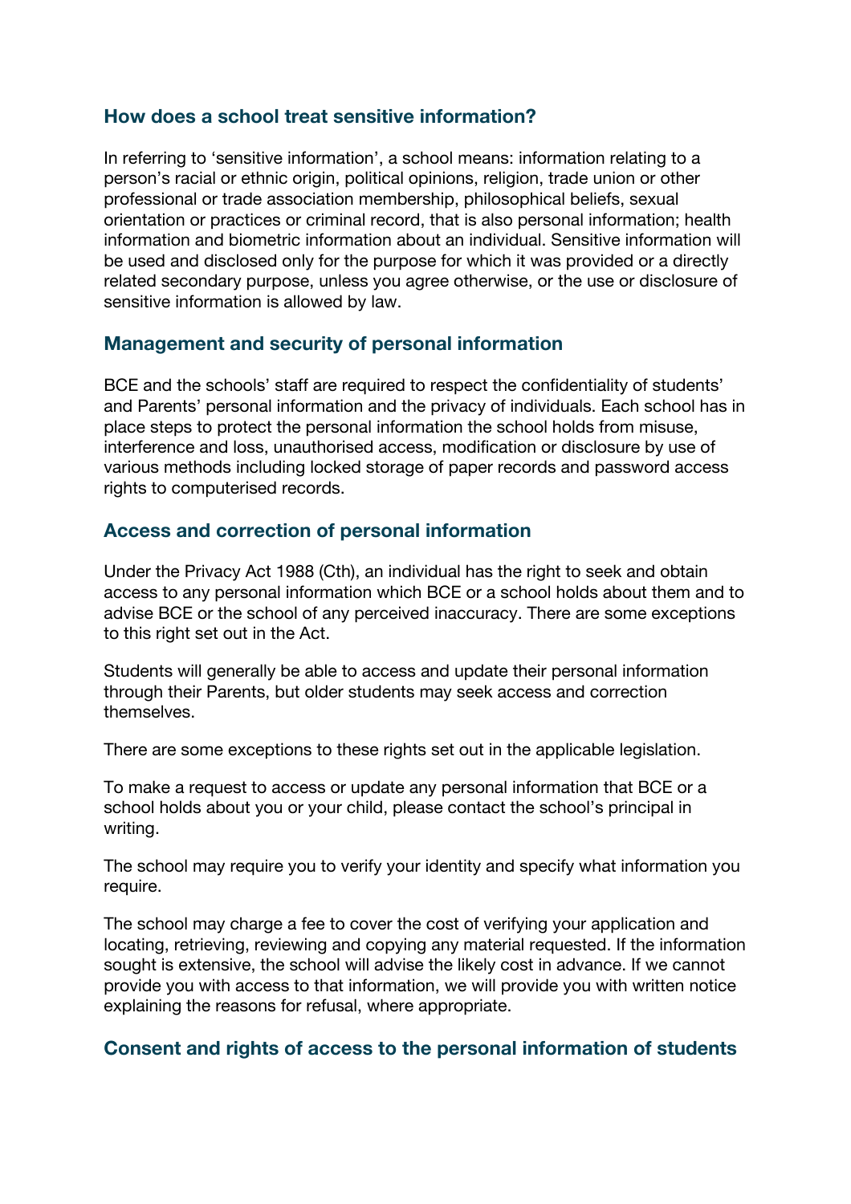## How does a school treat sensitive information?

In referring to 'sensitive information', a school means: information relating to a person's racial or ethnic origin, political opinions, religion, trade union or other professional or trade association membership, philosophical beliefs, sexual orientation or practices or criminal record, that is also personal information; health information and biometric information about an individual. Sensitive information will be used and disclosed only for the purpose for which it was provided or a directly related secondary purpose, unless you agree otherwise, or the use or disclosure of sensitive information is allowed by law.

## Management and security of personal information

BCE and the schools' staff are required to respect the confidentiality of students' and Parents' personal information and the privacy of individuals. Each school has in place steps to protect the personal information the school holds from misuse, interference and loss, unauthorised access, modification or disclosure by use of various methods including locked storage of paper records and password access rights to computerised records.

## Access and correction of personal information

Under the Privacy Act 1988 (Cth), an individual has the right to seek and obtain access to any personal information which BCE or a school holds about them and to advise BCE or the school of any perceived inaccuracy. There are some exceptions to this right set out in the Act.

Students will generally be able to access and update their personal information through their Parents, but older students may seek access and correction themselves.

There are some exceptions to these rights set out in the applicable legislation.

To make a request to access or update any personal information that BCE or a school holds about you or your child, please contact the school's principal in writing.

The school may require you to verify your identity and specify what information you require.

The school may charge a fee to cover the cost of verifying your application and locating, retrieving, reviewing and copying any material requested. If the information sought is extensive, the school will advise the likely cost in advance. If we cannot provide you with access to that information, we will provide you with written notice explaining the reasons for refusal, where appropriate.

## Consent and rights of access to the personal information of students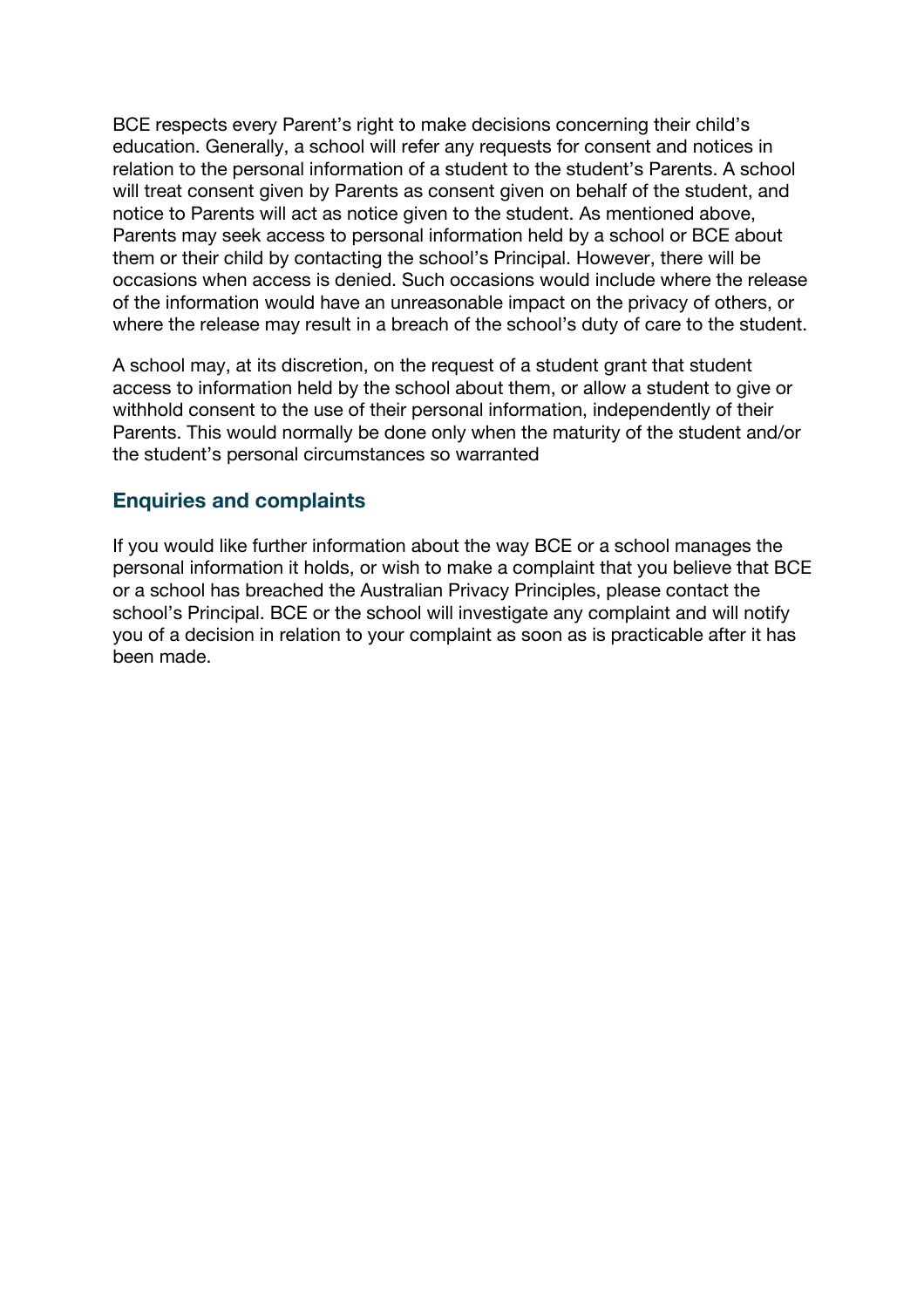BCE respects every Parent's right to make decisions concerning their child's education. Generally, a school will refer any requests for consent and notices in relation to the personal information of a student to the student's Parents. A school will treat consent given by Parents as consent given on behalf of the student, and notice to Parents will act as notice given to the student. As mentioned above, Parents may seek access to personal information held by a school or BCE about them or their child by contacting the school's Principal. However, there will be occasions when access is denied. Such occasions would include where the release of the information would have an unreasonable impact on the privacy of others, or where the release may result in a breach of the school's duty of care to the student.

A school may, at its discretion, on the request of a student grant that student access to information held by the school about them, or allow a student to give or withhold consent to the use of their personal information, independently of their Parents. This would normally be done only when the maturity of the student and/or the student's personal circumstances so warranted

## Enquiries and complaints

If you would like further information about the way BCE or a school manages the personal information it holds, or wish to make a complaint that you believe that BCE or a school has breached the Australian Privacy Principles, please contact the school's Principal. BCE or the school will investigate any complaint and will notify you of a decision in relation to your complaint as soon as is practicable after it has been made.